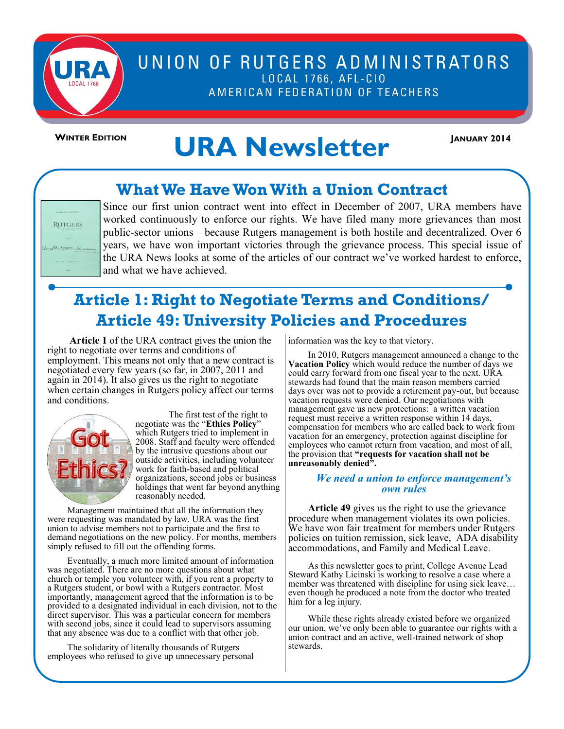# UNION OF RUTGERS ADMINISTRATORS

LOCAL 1766, AFL-CIO

AMERICAN FEDERATION OF TEACHERS

**WINTER EDITION** | **JANUARY 2014**

# URA Newsletter

## What We Have Won With a Union Contract

Since our first union contract went into effect in December of 2007, URA members have worked continuously to enforce our rights. We have filed many more grievances than most public-sector unions—because Rutgers management is both hostile and decentralized. Over 6 years, we have won important victories through the grievance process. This special issue of the URA News looks at some of the articles of our contract we've worked hardest to enforce, and what we have achieved.

## Article 1: Right to Negotiate Terms and Conditions/ Article 49: University Policies and Procedures

**Article 1** of the URA contract gives the union the right to negotiate over terms and conditions of employment. This means not only that a new contract is negotiated every few years (so far, in 2007, 2011 and again in 2014). It also gives us the right to negotiate when certain changes in Rutgers policy affect our terms and conditions.

The first test of the right to negotiate was the "**Ethics Policy**" which Rutgers tried to implement in 2008. Staff and faculty were offended by the intrusive questions about our outside activities, including volunteer work for faith-based and political organizations, second jobs or business holdings that went far beyond anything reasonably needed.

Management maintained that all the information they were requesting was mandated by law. URA was the first union to advise members not to participate and the first to demand negotiations on the new policy. For months, members simply refused to fill out the offending forms.

Eventually, a much more limited amount of information was negotiated. There are no more questions about what church or temple you volunteer with, if you rent a property to a Rutgers student, or bowl with a Rutgers contractor. Most importantly, management agreed that the information is to be provided to a designated individual in each division, not to the direct supervisor. This was a particular concern for members with second jobs, since it could lead to supervisors assuming that any absence was due to a conflict with that other job.

The solidarity of literally thousands of Rutgers employees who refused to give up unnecessary personal information was the key to that victory.

In 2010, Rutgers management announced a change to the **Vacation Policy** which would reduce the number of days we could carry forward from one fiscal year to the next. URA stewards had found that the main reason members carried days over was not to provide a retirement pay-out, but because vacation requests were denied. Our negotiations with management gave us new protections: a written vacation request must receive a written response within 14 days, compensation for members who are called back to work from vacation for an emergency, protection against discipline for employees who cannot return from vacation, and most of all, the provision that **"requests for vacation shall not be unreasonably denied".**

***We need a union to enforce management's own rules***

**Article 49** gives us the right to use the grievance procedure when management violates its own policies. We have won fair treatment for members under Rutgers policies on tuition remission, sick leave, ADA disability accommodations, and Family and Medical Leave.

As this newsletter goes to print, College Avenue Lead Steward Kathy Licinski is working to resolve a case where a member was threatened with discipline for using sick leave… even though he produced a note from the doctor who treated him for a leg injury.

While these rights already existed before we organized our union, we've only been able to guarantee our rights with a union contract and an active, well-trained network of shop stewards.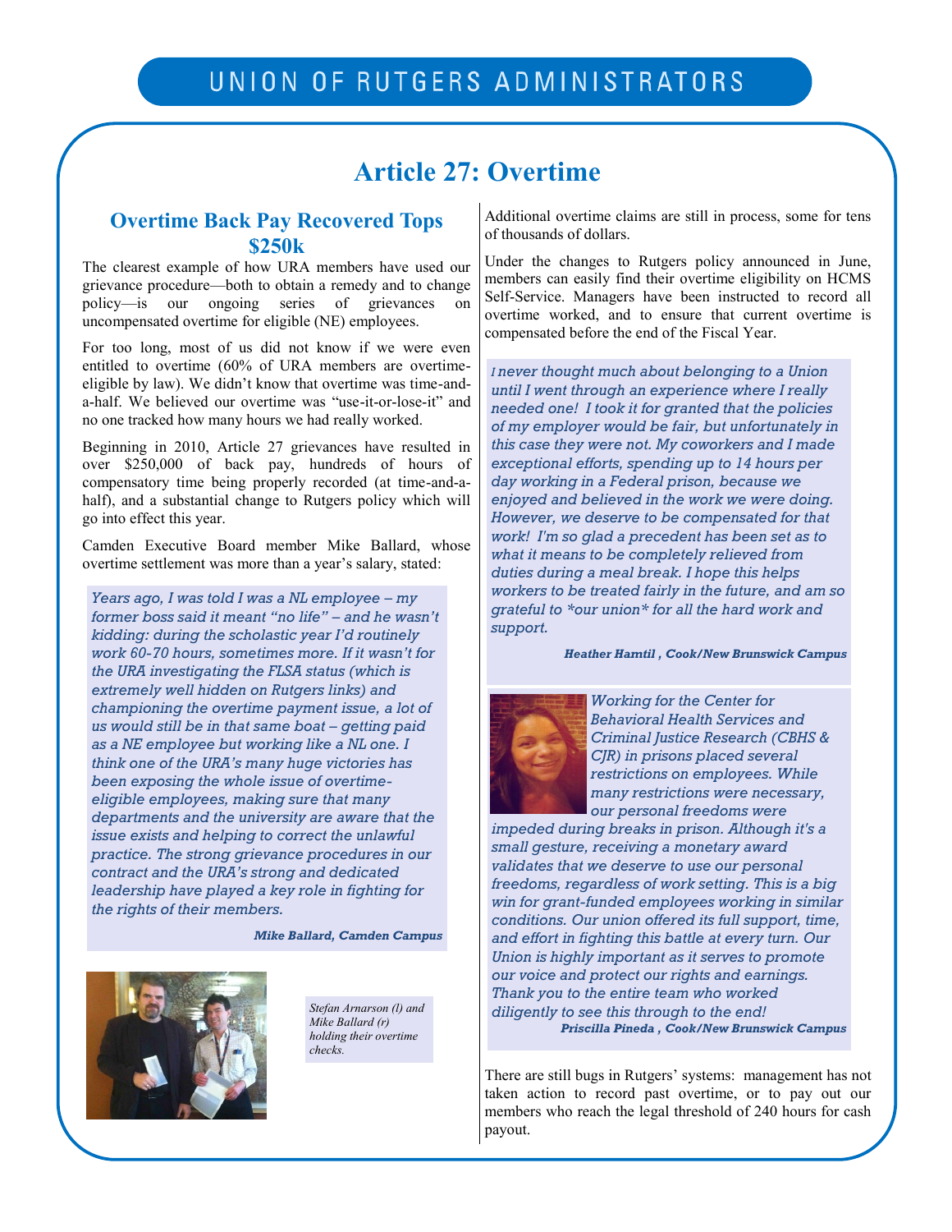# Article 27: Overtime

## Overtime Back Pay Recovered Tops $250k

The clearest example of how URA members have used our grievance procedure—both to obtain a remedy and to change policy—is our ongoing series of grievances on uncompensated overtime for eligible (NE) employees.

For too long, most of us did not know if we were even entitled to overtime (60% of URA members are overtime-eligible by law). We didn't know that overtime was time-and-a-half. We believed our overtime was "use-it-or-lose-it" and no one tracked how many hours we had really worked.

Beginning in 2010, Article 27 grievances have resulted in over $250,000 of back pay, hundreds of hours of compensatory time being properly recorded (at time-and-a-half), and a substantial change to Rutgers policy which will go into effect this year.

Camden Executive Board member Mike Ballard, whose overtime settlement was more than a year's salary, stated:

> *Years ago, I was told I was a NL employee – my former boss said it meant "no life" – and he wasn't kidding: during the scholastic year I'd routinely work 60-70 hours, sometimes more. If it wasn't for the URA investigating the FLSA status (which is extremely well hidden on Rutgers links) and championing the overtime payment issue, a lot of us would still be in that same boat – getting paid as a NE employee but working like a NL one. I think one of the URA's many huge victories has been exposing the whole issue of overtime-eligible employees, making sure that many departments and the university are aware that the issue exists and helping to correct the unlawful practice. The strong grievance procedures in our contract and the URA's strong and dedicated leadership have played a key role in fighting for the rights of their members.*
>
> ***Mike Ballard, Camden Campus***

*Stefan Arnarson (l) and Mike Ballard (r) holding their overtime checks.*

Additional overtime claims are still in process, some for tens of thousands of dollars.

Under the changes to Rutgers policy announced in June, members can easily find their overtime eligibility on HCMS Self-Service. Managers have been instructed to record all overtime worked, and to ensure that current overtime is compensated before the end of the Fiscal Year.

> *I never thought much about belonging to a Union until I went through an experience where I really needed one! I took it for granted that the policies of my employer would be fair, but unfortunately in this case they were not. My coworkers and I made exceptional efforts, spending up to 14 hours per day working in a Federal prison, because we enjoyed and believed in the work we were doing. However, we deserve to be compensated for that work! I'm so glad a precedent has been set as to what it means to be completely relieved from duties during a meal break. I hope this helps workers to be treated fairly in the future, and am so grateful to *our union* for all the hard work and support.*
>
> ***Heather Hamtil , Cook/New Brunswick Campus***

> *Working for the Center for Behavioral Health Services and Criminal Justice Research (CBHS & CJR) in prisons placed several restrictions on employees. While many restrictions were necessary, our personal freedoms were impeded during breaks in prison. Although it's a small gesture, receiving a monetary award validates that we deserve to use our personal freedoms, regardless of work setting. This is a big win for grant-funded employees working in similar conditions. Our union offered its full support, time, and effort in fighting this battle at every turn. Our Union is highly important as it serves to promote our voice and protect our rights and earnings. Thank you to the entire team who worked diligently to see this through to the end!*
>
> ***Priscilla Pineda , Cook/New Brunswick Campus***

There are still bugs in Rutgers' systems: management has not taken action to record past overtime, or to pay out our members who reach the legal threshold of 240 hours for cash payout.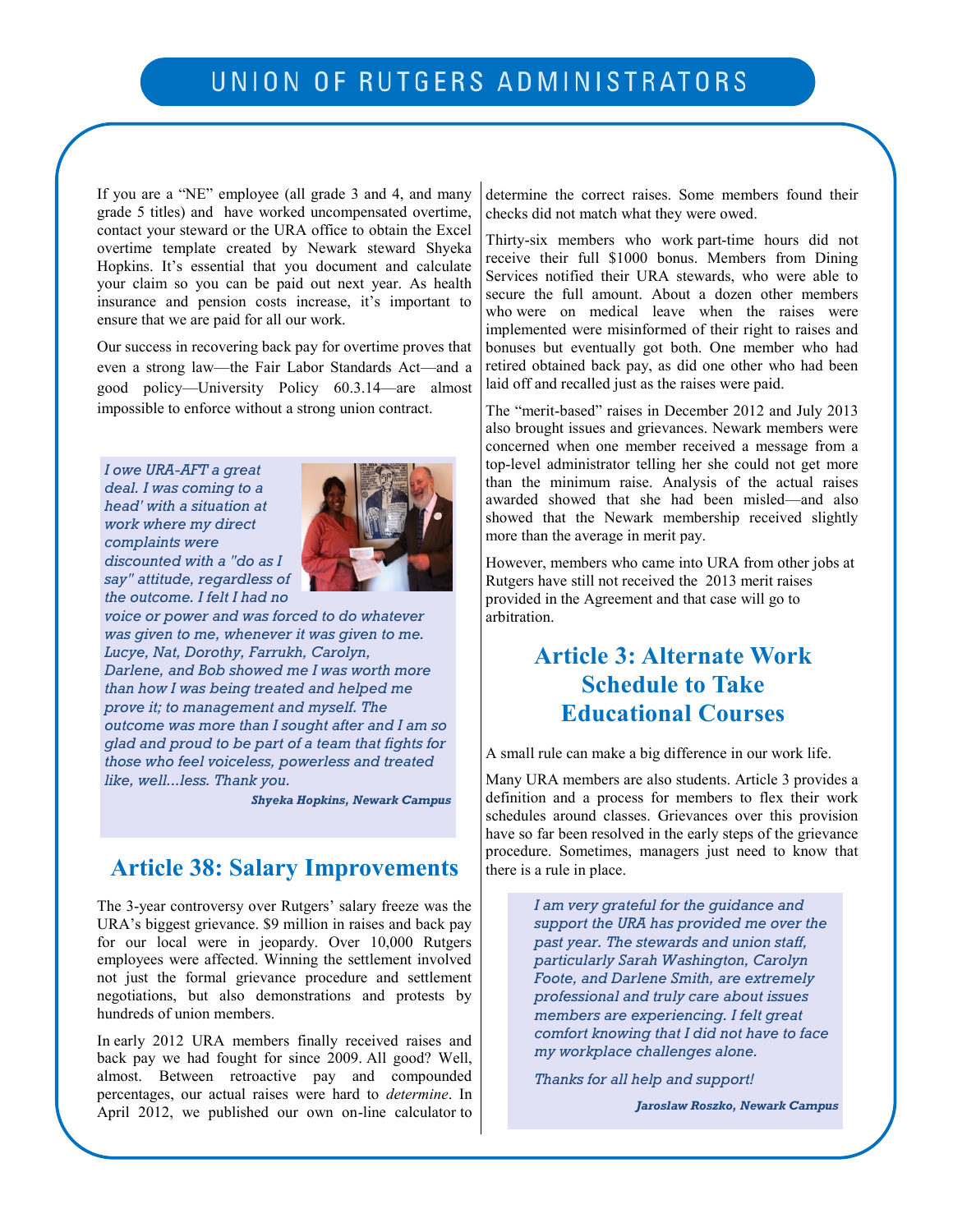# UNION OF RUTGERS ADMINISTRATORS

If you are a "NE" employee (all grade 3 and 4, and many grade 5 titles) and have worked uncompensated overtime, contact your steward or the URA office to obtain the Excel overtime template created by Newark steward Shyeka Hopkins. It's essential that you document and calculate your claim so you can be paid out next year. As health insurance and pension costs increase, it's important to ensure that we are paid for all our work.

Our success in recovering back pay for overtime proves that even a strong law—the Fair Labor Standards Act—and a good policy—University Policy 60.3.14—are almost impossible to enforce without a strong union contract.

> *I owe URA-AFT a great deal. I was coming to a head' with a situation at work where my direct complaints were discounted with a "do as I say" attitude, regardless of the outcome. I felt I had no voice or power and was forced to do whatever was given to me, whenever it was given to me. Lucye, Nat, Dorothy, Farrukh, Carolyn, Darlene, and Bob showed me I was worth more than how I was being treated and helped me prove it; to management and myself. The outcome was more than I sought after and I am so glad and proud to be part of a team that fights for those who feel voiceless, powerless and treated like, well...less. Thank you.*
>
> ***Shyeka Hopkins, Newark Campus***

## Article 38: Salary Improvements

The 3-year controversy over Rutgers' salary freeze was the URA's biggest grievance. $9 million in raises and back pay for our local were in jeopardy. Over 10,000 Rutgers employees were affected. Winning the settlement involved not just the formal grievance procedure and settlement negotiations, but also demonstrations and protests by hundreds of union members.

In early 2012 URA members finally received raises and back pay we had fought for since 2009. All good? Well, almost. Between retroactive pay and compounded percentages, our actual raises were hard to *determine*. In April 2012, we published our own on-line calculator to determine the correct raises. Some members found their checks did not match what they were owed.

Thirty-six members who work part-time hours did not receive their full $1000 bonus. Members from Dining Services notified their URA stewards, who were able to secure the full amount. About a dozen other members who were on medical leave when the raises were implemented were misinformed of their right to raises and bonuses but eventually got both. One member who had retired obtained back pay, as did one other who had been laid off and recalled just as the raises were paid.

The "merit-based" raises in December 2012 and July 2013 also brought issues and grievances. Newark members were concerned when one member received a message from a top-level administrator telling her she could not get more than the minimum raise. Analysis of the actual raises awarded showed that she had been misled—and also showed that the Newark membership received slightly more than the average in merit pay.

However, members who came into URA from other jobs at Rutgers have still not received the 2013 merit raises provided in the Agreement and that case will go to arbitration.

## Article 3: Alternate Work Schedule to Take Educational Courses

A small rule can make a big difference in our work life.

Many URA members are also students. Article 3 provides a definition and a process for members to flex their work schedules around classes. Grievances over this provision have so far been resolved in the early steps of the grievance procedure. Sometimes, managers just need to know that there is a rule in place.

> *I am very grateful for the guidance and support the URA has provided me over the past year. The stewards and union staff, particularly Sarah Washington, Carolyn Foote, and Darlene Smith, are extremely professional and truly care about issues members are experiencing. I felt great comfort knowing that I did not have to face my workplace challenges alone.*
>
> *Thanks for all help and support!*
>
> ***Jaroslaw Roszko, Newark Campus***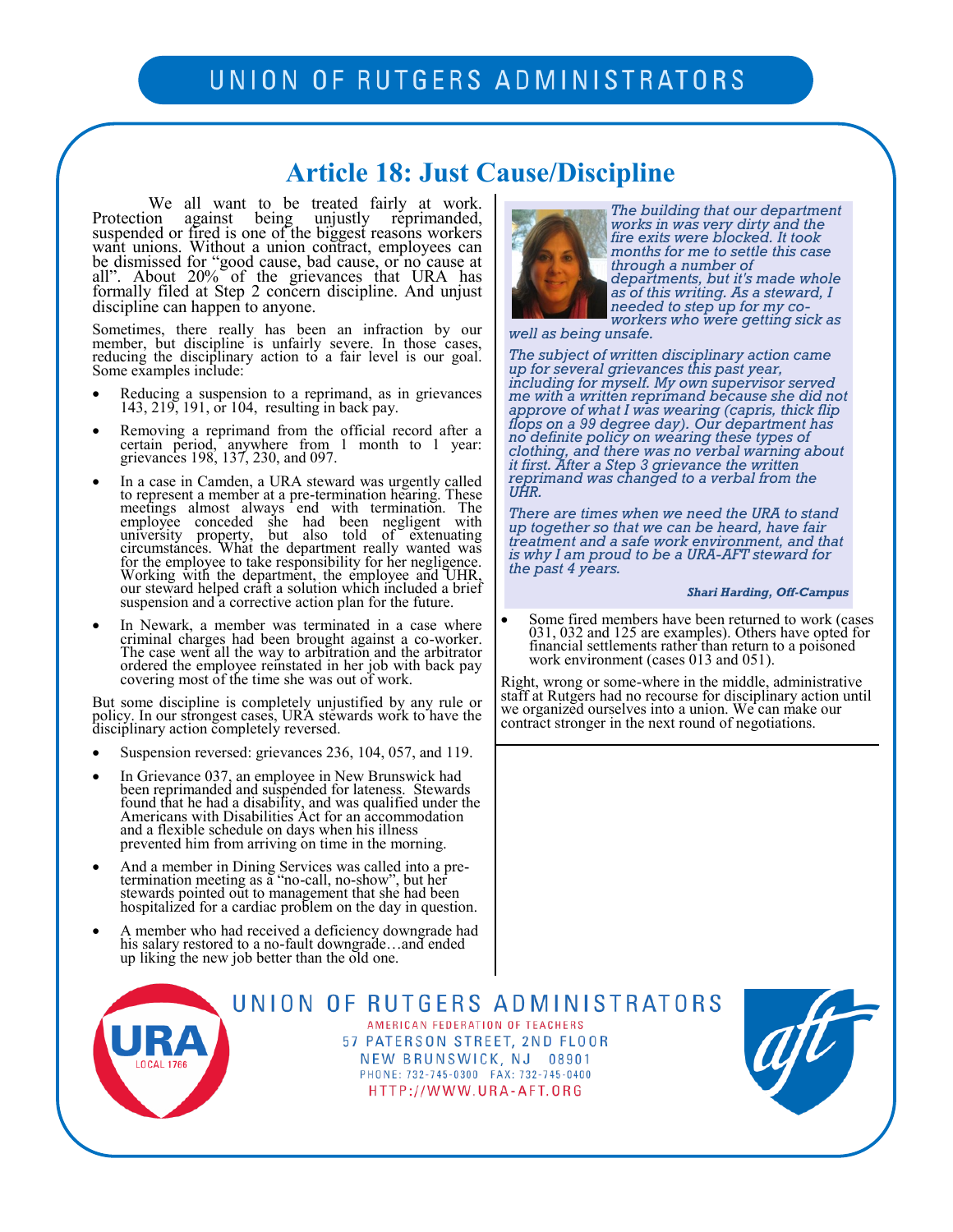# UNION OF RUTGERS ADMINISTRATORS

## Article 18: Just Cause/Discipline

We all want to be treated fairly at work. Protection against being unjustly reprimanded, suspended or fired is one of the biggest reasons workers want unions. Without a union contract, employees can be dismissed for "good cause, bad cause, or no cause at all". About 20% of the grievances that URA has formally filed at Step 2 concern discipline. And unjust discipline can happen to anyone.

Sometimes, there really has been an infraction by our member, but discipline is unfairly severe. In those cases, reducing the disciplinary action to a fair level is our goal. Some examples include:

- Reducing a suspension to a reprimand, as in grievances 143, 219, 191, or 104, resulting in back pay.
- Removing a reprimand from the official record after a certain period, anywhere from 1 month to 1 year: grievances 198, 137, 230, and 097.
- In a case in Camden, a URA steward was urgently called to represent a member at a pre-termination hearing. These meetings almost always end with termination. The employee conceded she had been negligent with university property, but also told of extenuating circumstances. What the department really wanted was for the employee to take responsibility for her negligence. Working with the department, the employee and UHR, our steward helped craft a solution which included a brief suspension and a corrective action plan for the future.
- In Newark, a member was terminated in a case where criminal charges had been brought against a co-worker. The case went all the way to arbitration and the arbitrator ordered the employee reinstated in her job with back pay covering most of the time she was out of work.

But some discipline is completely unjustified by any rule or policy. In our strongest cases, URA stewards work to have the disciplinary action completely reversed.

- Suspension reversed: grievances 236, 104, 057, and 119.
- In Grievance 037, an employee in New Brunswick had been reprimanded and suspended for lateness. Stewards found that he had a disability, and was qualified under the Americans with Disabilities Act for an accommodation and a flexible schedule on days when his illness prevented him from arriving on time in the morning.
- And a member in Dining Services was called into a pre-termination meeting as a "no-call, no-show", but her stewards pointed out to management that she had been hospitalized for a cardiac problem on the day in question.
- A member who had received a deficiency downgrade had his salary restored to a no-fault downgrade…and ended up liking the new job better than the old one.

*The building that our department works in was very dirty and the fire exits were blocked. It took months for me to settle this case through a number of departments, but it's made whole as of this writing. As a steward, I needed to step up for my co-workers who were getting sick as well as being unsafe.*

*The subject of written disciplinary action came up for several grievances this past year, including for myself. My own supervisor served me with a written reprimand because she did not approve of what I was wearing (capris, thick flip flops on a 99 degree day). Our department has no definite policy on wearing these types of clothing, and there was no verbal warning about it first. After a Step 3 grievance the written reprimand was changed to a verbal from the UHR.*

*There are times when we need the URA to stand up together so that we can be heard, have fair treatment and a safe work environment, and that is why I am proud to be a URA-AFT steward for the past 4 years.*

***Shari Harding, Off-Campus***

- Some fired members have been returned to work (cases 031, 032 and 125 are examples). Others have opted for financial settlements rather than return to a poisoned work environment (cases 013 and 051).

Right, wrong or some-where in the middle, administrative staff at Rutgers had no recourse for disciplinary action until we organized ourselves into a union. We can make our contract stronger in the next round of negotiations.

URA LOCAL 1766

UNION OF RUTGERS ADMINISTRATORS
AMERICAN FEDERATION OF TEACHERS
57 PATERSON STREET, 2ND FLOOR
NEW BRUNSWICK, NJ 08901
PHONE: 732-745-0300 FAX: 732-745-0400
HTTP://WWW.URA-AFT.ORG

aft